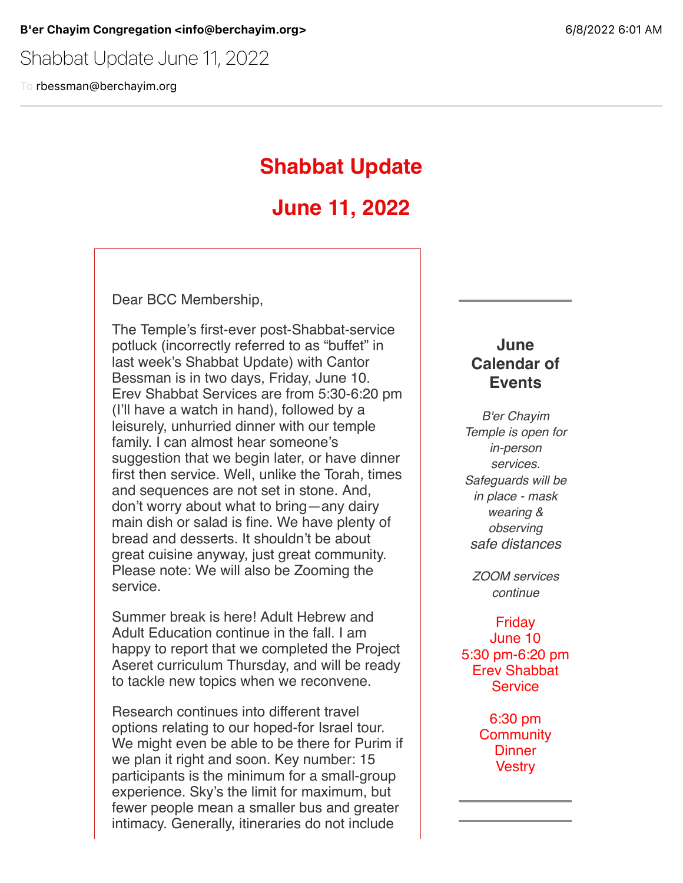**B'er Chayim Congregation <info@berchayim.org>** 6/8/2022 6:01 AM

Shabbat Update June 11, 2022

To rbessman@berchayim.org

# Shabbat Update

# June 11, 2022

Dear BCC Membership,

The Temple's first-ever post-Shabbat-service potluck (incorrectly referred to as "buffet" in last week's Shabbat Update) with Cantor Bessman is in two days, Friday, June 10. Erev Shabbat Services are from 5:30-6:20 pm (I'll have a watch in hand), followed by a leisurely, unhurried dinner with our temple family. I can almost hear someone's suggestion that we begin later, or have dinner first then service. Well, unlike the Torah, times and sequences are not set in stone. And, don't worry about what to bring—any dairy main dish or salad is fine. We have plenty of bread and desserts. It shouldn't be about great cuisine anyway, just great community. Please note: We will also be Zooming the service.

Summer break is here! Adult Hebrew and Adult Education continue in the fall. I am happy to report that we completed the Project Aseret curriculum Thursday, and will be ready to tackle new topics when we reconvene.

Research continues into different travel options relating to our hoped-for Israel tour. We might even be able to be there for Purim if we plan it right and soon. Key number: 15 participants is the minimum for a small-group experience. Sky's the limit for maximum, but fewer people mean a smaller bus and greater intimacy. Generally, itineraries do not include

---

## June Calendar of Events

*B'er Chayim Temple is open for in-person services. Safeguards will be in place - mask wearing & observing safe distances*

*ZOOM services continue*

Friday
June 10
5:30 pm-6:20 pm
Erev Shabbat Service

6:30 pm
Community Dinner
Vestry

---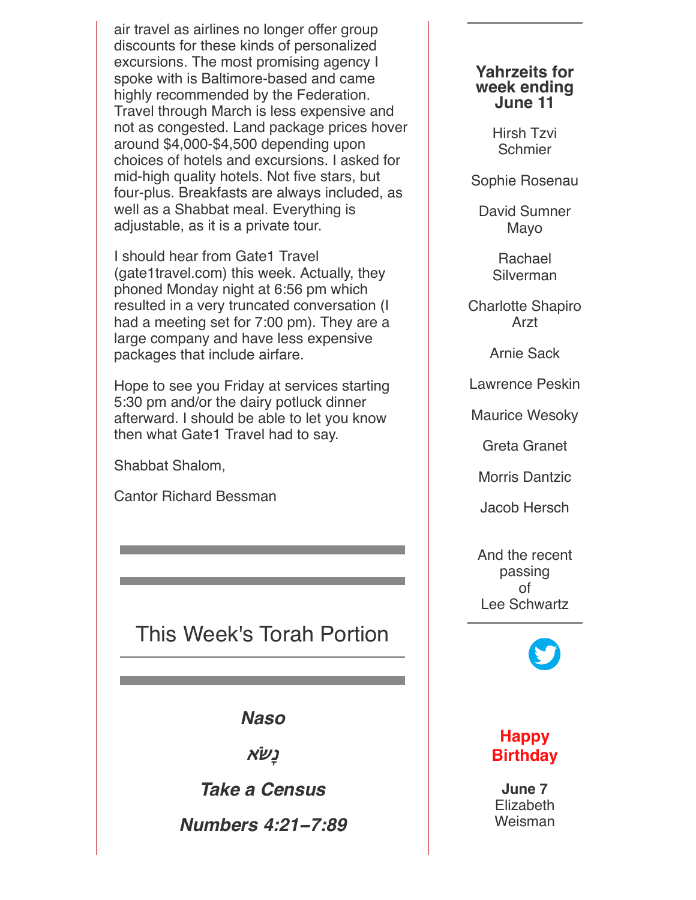air travel as airlines no longer offer group discounts for these kinds of personalized excursions. The most promising agency I spoke with is Baltimore-based and came highly recommended by the Federation. Travel through March is less expensive and not as congested. Land package prices hover around $4,000-$4,500 depending upon choices of hotels and excursions. I asked for mid-high quality hotels. Not five stars, but four-plus. Breakfasts are always included, as well as a Shabbat meal. Everything is adjustable, as it is a private tour.

I should hear from Gate1 Travel (gate1travel.com) this week. Actually, they phoned Monday night at 6:56 pm which resulted in a very truncated conversation (I had a meeting set for 7:00 pm). They are a large company and have less expensive packages that include airfare.

Hope to see you Friday at services starting 5:30 pm and/or the dairy potluck dinner afterward. I should be able to let you know then what Gate1 Travel had to say.

Shabbat Shalom,

Cantor Richard Bessman

## This Week's Torah Portion

***Naso***

***נָשׂא***

***Take a Census***

***Numbers 4:21–7:89***

### Yahrzeits for week ending June 11

Hirsh Tzvi Schmier

Sophie Rosenau

David Sumner Mayo

Rachael Silverman

Charlotte Shapiro Arzt

Arnie Sack

Lawrence Peskin

Maurice Wesoky

Greta Granet

Morris Dantzic

Jacob Hersch

And the recent passing of Lee Schwartz

### Happy Birthday

**June 7**
Elizabeth Weisman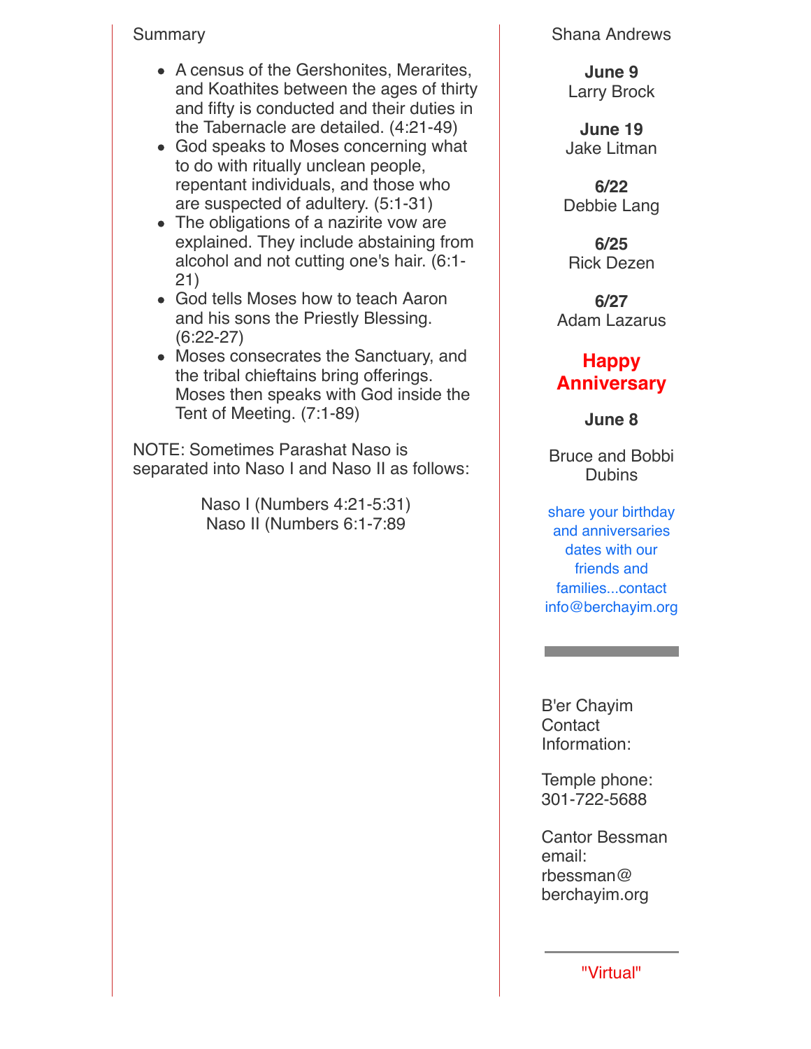Summary

- A census of the Gershonites, Merarites, and Koathites between the ages of thirty and fifty is conducted and their duties in the Tabernacle are detailed. (4:21-49)
- God speaks to Moses concerning what to do with ritually unclean people, repentant individuals, and those who are suspected of adultery. (5:1-31)
- The obligations of a nazirite vow are explained. They include abstaining from alcohol and not cutting one's hair. (6:1-21)
- God tells Moses how to teach Aaron and his sons the Priestly Blessing. (6:22-27)
- Moses consecrates the Sanctuary, and the tribal chieftains bring offerings. Moses then speaks with God inside the Tent of Meeting. (7:1-89)

NOTE: Sometimes Parashat Naso is separated into Naso I and Naso II as follows:

Naso I (Numbers 4:21-5:31)
Naso II (Numbers 6:1-7:89)

Shana Andrews

**June 9**
Larry Brock

**June 19**
Jake Litman

**6/22**
Debbie Lang

**6/25**
Rick Dezen

**6/27**
Adam Lazarus

**Happy Anniversary**

**June 8**

Bruce and Bobbi Dubins

share your birthday and anniversaries dates with our friends and families...contact info@berchayim.org

---

B'er Chayim Contact Information:

Temple phone: 301-722-5688

Cantor Bessman email: rbessman@berchayim.org

---

"Virtual"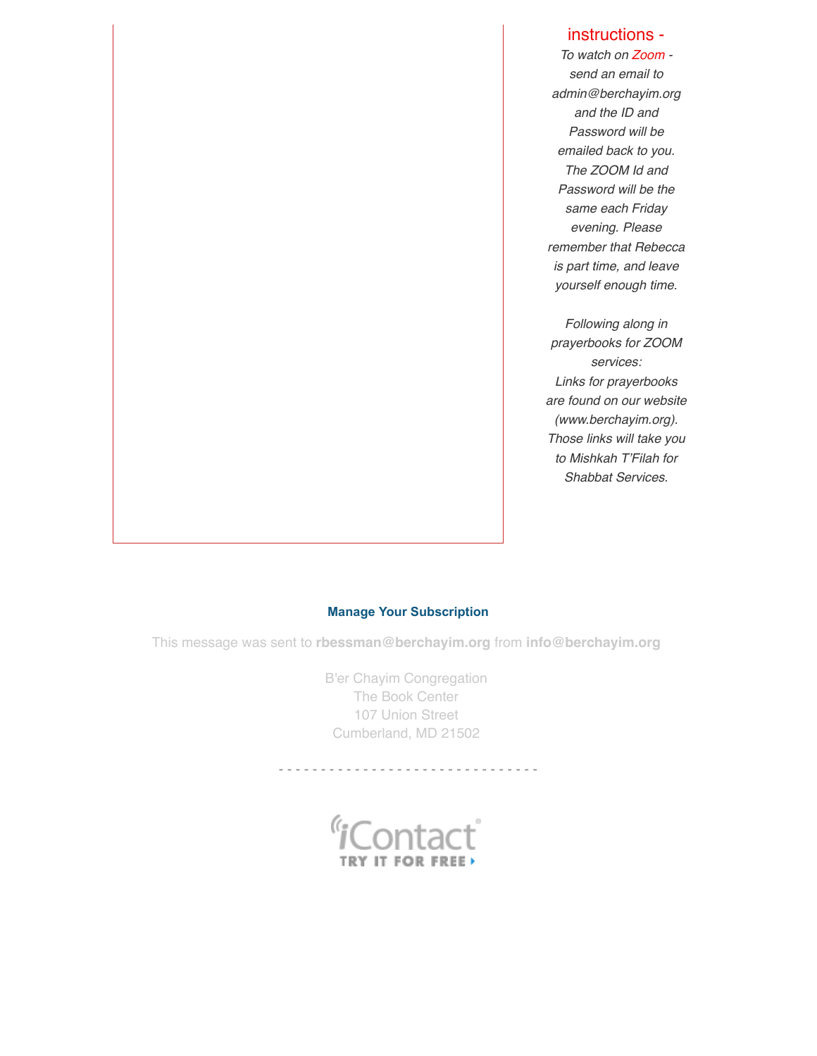instructions -

*To watch on Zoom - send an email to admin@berchayim.org and the ID and Password will be emailed back to you. The ZOOM Id and Password will be the same each Friday evening. Please remember that Rebecca is part time, and leave yourself enough time.*

*Following along in prayerbooks for ZOOM services: Links for prayerbooks are found on our website (www.berchayim.org). Those links will take you to Mishkah T'Filah for Shabbat Services.*

**Manage Your Subscription**

This message was sent to **rbessman@berchayim.org** from **info@berchayim.org**

B'er Chayim Congregation
The Book Center
107 Union Street
Cumberland, MD 21502

- - - - - - - - - - - - - - - - - - - - - - - - - - - - - - -

iContact
TRY IT FOR FREE